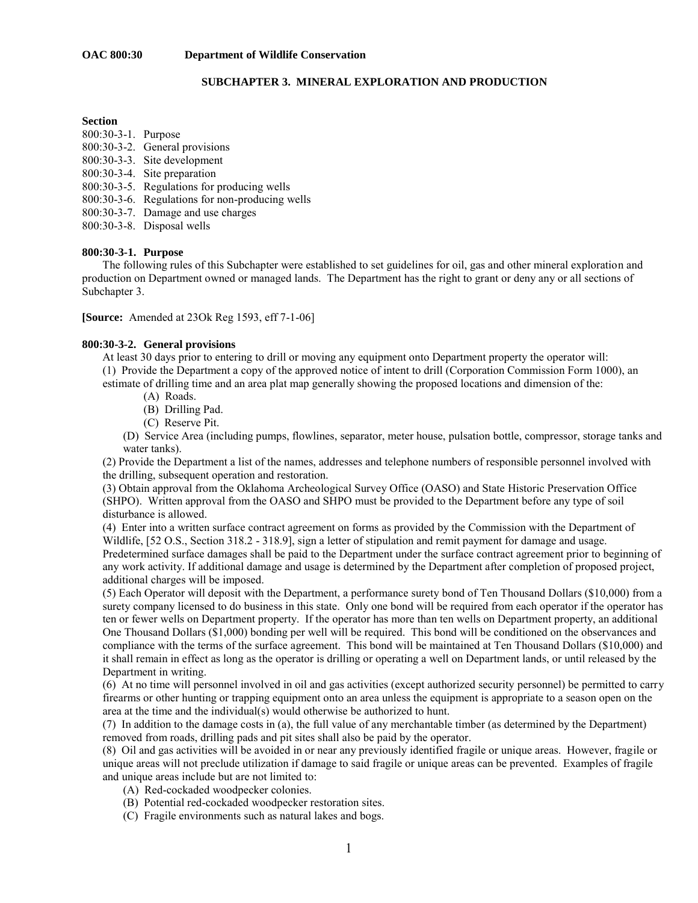**OAC 800:30 Department of Wildlife Conservation**

## SUBCHAPTER 3. MINERAL EXPLORATION AND PRODUCTION

**Section**

800:30-3-1. Purpose
800:30-3-2. General provisions
800:30-3-3. Site development
800:30-3-4. Site preparation
800:30-3-5. Regulations for producing wells
800:30-3-6. Regulations for non-producing wells
800:30-3-7. Damage and use charges
800:30-3-8. Disposal wells

### 800:30-3-1. Purpose

The following rules of this Subchapter were established to set guidelines for oil, gas and other mineral exploration and production on Department owned or managed lands. The Department has the right to grant or deny any or all sections of Subchapter 3.

**[Source:** Amended at 23Ok Reg 1593, eff 7-1-06]

### 800:30-3-2. General provisions

At least 30 days prior to entering to drill or moving any equipment onto Department property the operator will:

(1) Provide the Department a copy of the approved notice of intent to drill (Corporation Commission Form 1000), an estimate of drilling time and an area plat map generally showing the proposed locations and dimension of the:

(A) Roads.
(B) Drilling Pad.
(C) Reserve Pit.
(D) Service Area (including pumps, flowlines, separator, meter house, pulsation bottle, compressor, storage tanks and water tanks).

(2) Provide the Department a list of the names, addresses and telephone numbers of responsible personnel involved with the drilling, subsequent operation and restoration.

(3) Obtain approval from the Oklahoma Archeological Survey Office (OASO) and State Historic Preservation Office (SHPO). Written approval from the OASO and SHPO must be provided to the Department before any type of soil disturbance is allowed.

(4) Enter into a written surface contract agreement on forms as provided by the Commission with the Department of Wildlife, [52 O.S., Section 318.2 - 318.9], sign a letter of stipulation and remit payment for damage and usage. Predetermined surface damages shall be paid to the Department under the surface contract agreement prior to beginning of any work activity. If additional damage and usage is determined by the Department after completion of proposed project, additional charges will be imposed.

(5) Each Operator will deposit with the Department, a performance surety bond of Ten Thousand Dollars ($10,000) from a surety company licensed to do business in this state. Only one bond will be required from each operator if the operator has ten or fewer wells on Department property. If the operator has more than ten wells on Department property, an additional One Thousand Dollars ($1,000) bonding per well will be required. This bond will be conditioned on the observances and compliance with the terms of the surface agreement. This bond will be maintained at Ten Thousand Dollars ($10,000) and it shall remain in effect as long as the operator is drilling or operating a well on Department lands, or until released by the Department in writing.

(6) At no time will personnel involved in oil and gas activities (except authorized security personnel) be permitted to carry firearms or other hunting or trapping equipment onto an area unless the equipment is appropriate to a season open on the area at the time and the individual(s) would otherwise be authorized to hunt.

(7) In addition to the damage costs in (a), the full value of any merchantable timber (as determined by the Department) removed from roads, drilling pads and pit sites shall also be paid by the operator.

(8) Oil and gas activities will be avoided in or near any previously identified fragile or unique areas. However, fragile or unique areas will not preclude utilization if damage to said fragile or unique areas can be prevented. Examples of fragile and unique areas include but are not limited to:

(A) Red-cockaded woodpecker colonies.
(B) Potential red-cockaded woodpecker restoration sites.
(C) Fragile environments such as natural lakes and bogs.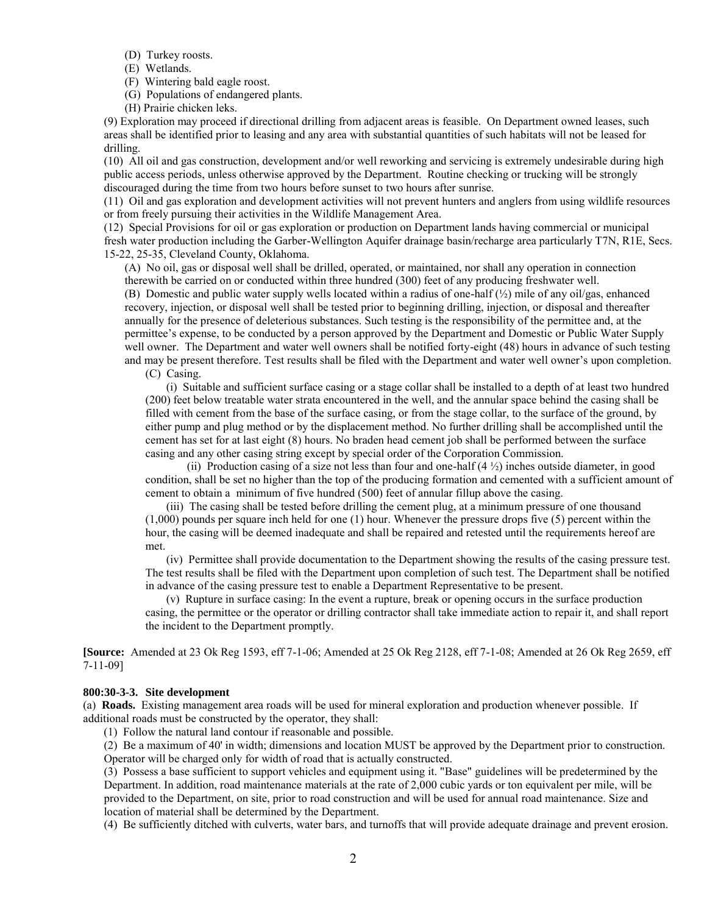(D) Turkey roosts.
(E) Wetlands.
(F) Wintering bald eagle roost.
(G) Populations of endangered plants.
(H) Prairie chicken leks.

(9) Exploration may proceed if directional drilling from adjacent areas is feasible. On Department owned leases, such areas shall be identified prior to leasing and any area with substantial quantities of such habitats will not be leased for drilling.

(10) All oil and gas construction, development and/or well reworking and servicing is extremely undesirable during high public access periods, unless otherwise approved by the Department. Routine checking or trucking will be strongly discouraged during the time from two hours before sunset to two hours after sunrise.

(11) Oil and gas exploration and development activities will not prevent hunters and anglers from using wildlife resources or from freely pursuing their activities in the Wildlife Management Area.

(12) Special Provisions for oil or gas exploration or production on Department lands having commercial or municipal fresh water production including the Garber-Wellington Aquifer drainage basin/recharge area particularly T7N, R1E, Secs. 15-22, 25-35, Cleveland County, Oklahoma.

(A) No oil, gas or disposal well shall be drilled, operated, or maintained, nor shall any operation in connection therewith be carried on or conducted within three hundred (300) feet of any producing freshwater well.

(B) Domestic and public water supply wells located within a radius of one-half (½) mile of any oil/gas, enhanced recovery, injection, or disposal well shall be tested prior to beginning drilling, injection, or disposal and thereafter annually for the presence of deleterious substances. Such testing is the responsibility of the permittee and, at the permittee's expense, to be conducted by a person approved by the Department and Domestic or Public Water Supply well owner. The Department and water well owners shall be notified forty-eight (48) hours in advance of such testing and may be present therefore. Test results shall be filed with the Department and water well owner's upon completion.

(C) Casing.

(i) Suitable and sufficient surface casing or a stage collar shall be installed to a depth of at least two hundred (200) feet below treatable water strata encountered in the well, and the annular space behind the casing shall be filled with cement from the base of the surface casing, or from the stage collar, to the surface of the ground, by either pump and plug method or by the displacement method. No further drilling shall be accomplished until the cement has set for at last eight (8) hours. No braden head cement job shall be performed between the surface casing and any other casing string except by special order of the Corporation Commission.

(ii) Production casing of a size not less than four and one-half (4 ½) inches outside diameter, in good condition, shall be set no higher than the top of the producing formation and cemented with a sufficient amount of cement to obtain a minimum of five hundred (500) feet of annular fillup above the casing.

(iii) The casing shall be tested before drilling the cement plug, at a minimum pressure of one thousand (1,000) pounds per square inch held for one (1) hour. Whenever the pressure drops five (5) percent within the hour, the casing will be deemed inadequate and shall be repaired and retested until the requirements hereof are met.

(iv) Permittee shall provide documentation to the Department showing the results of the casing pressure test. The test results shall be filed with the Department upon completion of such test. The Department shall be notified in advance of the casing pressure test to enable a Department Representative to be present.

(v) Rupture in surface casing: In the event a rupture, break or opening occurs in the surface production casing, the permittee or the operator or drilling contractor shall take immediate action to repair it, and shall report the incident to the Department promptly.

**[Source:** Amended at 23 Ok Reg 1593, eff 7-1-06; Amended at 25 Ok Reg 2128, eff 7-1-08; Amended at 26 Ok Reg 2659, eff 7-11-09]

**800:30-3-3. Site development**

(a) **Roads.** Existing management area roads will be used for mineral exploration and production whenever possible. If additional roads must be constructed by the operator, they shall:

(1) Follow the natural land contour if reasonable and possible.

(2) Be a maximum of 40' in width; dimensions and location MUST be approved by the Department prior to construction. Operator will be charged only for width of road that is actually constructed.

(3) Possess a base sufficient to support vehicles and equipment using it. "Base" guidelines will be predetermined by the Department. In addition, road maintenance materials at the rate of 2,000 cubic yards or ton equivalent per mile, will be provided to the Department, on site, prior to road construction and will be used for annual road maintenance. Size and location of material shall be determined by the Department.

(4) Be sufficiently ditched with culverts, water bars, and turnoffs that will provide adequate drainage and prevent erosion.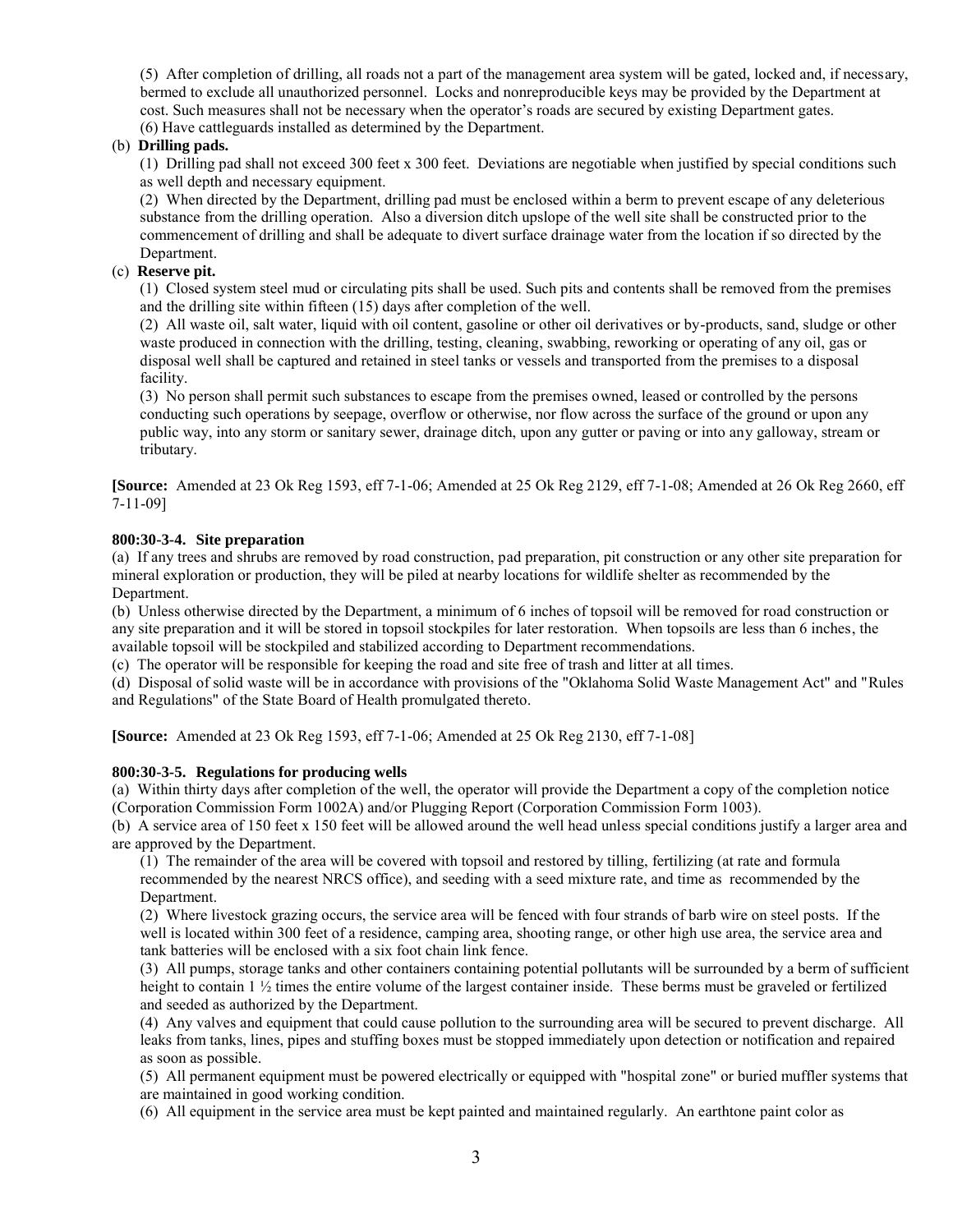(5) After completion of drilling, all roads not a part of the management area system will be gated, locked and, if necessary, bermed to exclude all unauthorized personnel. Locks and nonreproducible keys may be provided by the Department at cost. Such measures shall not be necessary when the operator's roads are secured by existing Department gates.

(6) Have cattleguards installed as determined by the Department.

(b) **Drilling pads.**

(1) Drilling pad shall not exceed 300 feet x 300 feet. Deviations are negotiable when justified by special conditions such as well depth and necessary equipment.

(2) When directed by the Department, drilling pad must be enclosed within a berm to prevent escape of any deleterious substance from the drilling operation. Also a diversion ditch upslope of the well site shall be constructed prior to the commencement of drilling and shall be adequate to divert surface drainage water from the location if so directed by the Department.

(c) **Reserve pit.**

(1) Closed system steel mud or circulating pits shall be used. Such pits and contents shall be removed from the premises and the drilling site within fifteen (15) days after completion of the well.

(2) All waste oil, salt water, liquid with oil content, gasoline or other oil derivatives or by-products, sand, sludge or other waste produced in connection with the drilling, testing, cleaning, swabbing, reworking or operating of any oil, gas or disposal well shall be captured and retained in steel tanks or vessels and transported from the premises to a disposal facility.

(3) No person shall permit such substances to escape from the premises owned, leased or controlled by the persons conducting such operations by seepage, overflow or otherwise, nor flow across the surface of the ground or upon any public way, into any storm or sanitary sewer, drainage ditch, upon any gutter or paving or into any galloway, stream or tributary.

**[Source:** Amended at 23 Ok Reg 1593, eff 7-1-06; Amended at 25 Ok Reg 2129, eff 7-1-08; Amended at 26 Ok Reg 2660, eff 7-11-09]

**800:30-3-4. Site preparation**

(a) If any trees and shrubs are removed by road construction, pad preparation, pit construction or any other site preparation for mineral exploration or production, they will be piled at nearby locations for wildlife shelter as recommended by the Department.

(b) Unless otherwise directed by the Department, a minimum of 6 inches of topsoil will be removed for road construction or any site preparation and it will be stored in topsoil stockpiles for later restoration. When topsoils are less than 6 inches, the available topsoil will be stockpiled and stabilized according to Department recommendations.

(c) The operator will be responsible for keeping the road and site free of trash and litter at all times.

(d) Disposal of solid waste will be in accordance with provisions of the "Oklahoma Solid Waste Management Act" and "Rules and Regulations" of the State Board of Health promulgated thereto.

**[Source:** Amended at 23 Ok Reg 1593, eff 7-1-06; Amended at 25 Ok Reg 2130, eff 7-1-08]

**800:30-3-5. Regulations for producing wells**

(a) Within thirty days after completion of the well, the operator will provide the Department a copy of the completion notice (Corporation Commission Form 1002A) and/or Plugging Report (Corporation Commission Form 1003).

(b) A service area of 150 feet x 150 feet will be allowed around the well head unless special conditions justify a larger area and are approved by the Department.

(1) The remainder of the area will be covered with topsoil and restored by tilling, fertilizing (at rate and formula recommended by the nearest NRCS office), and seeding with a seed mixture rate, and time as recommended by the Department.

(2) Where livestock grazing occurs, the service area will be fenced with four strands of barb wire on steel posts. If the well is located within 300 feet of a residence, camping area, shooting range, or other high use area, the service area and tank batteries will be enclosed with a six foot chain link fence.

(3) All pumps, storage tanks and other containers containing potential pollutants will be surrounded by a berm of sufficient height to contain 1 ½ times the entire volume of the largest container inside. These berms must be graveled or fertilized and seeded as authorized by the Department.

(4) Any valves and equipment that could cause pollution to the surrounding area will be secured to prevent discharge. All leaks from tanks, lines, pipes and stuffing boxes must be stopped immediately upon detection or notification and repaired as soon as possible.

(5) All permanent equipment must be powered electrically or equipped with "hospital zone" or buried muffler systems that are maintained in good working condition.

(6) All equipment in the service area must be kept painted and maintained regularly. An earthtone paint color as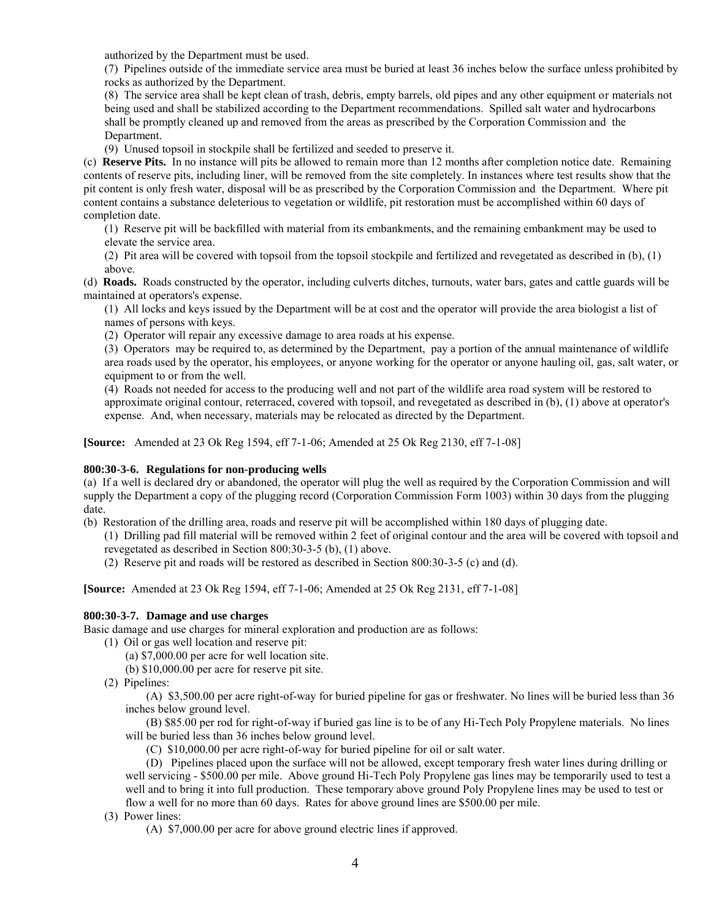authorized by the Department must be used.

(7) Pipelines outside of the immediate service area must be buried at least 36 inches below the surface unless prohibited by rocks as authorized by the Department.

(8) The service area shall be kept clean of trash, debris, empty barrels, old pipes and any other equipment or materials not being used and shall be stabilized according to the Department recommendations. Spilled salt water and hydrocarbons shall be promptly cleaned up and removed from the areas as prescribed by the Corporation Commission and the Department.

(9) Unused topsoil in stockpile shall be fertilized and seeded to preserve it.

(c) **Reserve Pits.** In no instance will pits be allowed to remain more than 12 months after completion notice date. Remaining contents of reserve pits, including liner, will be removed from the site completely. In instances where test results show that the pit content is only fresh water, disposal will be as prescribed by the Corporation Commission and the Department. Where pit content contains a substance deleterious to vegetation or wildlife, pit restoration must be accomplished within 60 days of completion date.

(1) Reserve pit will be backfilled with material from its embankments, and the remaining embankment may be used to elevate the service area.

(2) Pit area will be covered with topsoil from the topsoil stockpile and fertilized and revegetated as described in (b), (1) above.

(d) **Roads.** Roads constructed by the operator, including culverts ditches, turnouts, water bars, gates and cattle guards will be maintained at operators's expense.

(1) All locks and keys issued by the Department will be at cost and the operator will provide the area biologist a list of names of persons with keys.

(2) Operator will repair any excessive damage to area roads at his expense.

(3) Operators may be required to, as determined by the Department, pay a portion of the annual maintenance of wildlife area roads used by the operator, his employees, or anyone working for the operator or anyone hauling oil, gas, salt water, or equipment to or from the well.

(4) Roads not needed for access to the producing well and not part of the wildlife area road system will be restored to approximate original contour, reterraced, covered with topsoil, and revegetated as described in (b), (1) above at operator's expense. And, when necessary, materials may be relocated as directed by the Department.

**[Source:** Amended at 23 Ok Reg 1594, eff 7-1-06; Amended at 25 Ok Reg 2130, eff 7-1-08]

**800:30-3-6. Regulations for non-producing wells**

(a) If a well is declared dry or abandoned, the operator will plug the well as required by the Corporation Commission and will supply the Department a copy of the plugging record (Corporation Commission Form 1003) within 30 days from the plugging date.

(b) Restoration of the drilling area, roads and reserve pit will be accomplished within 180 days of plugging date.

(1) Drilling pad fill material will be removed within 2 feet of original contour and the area will be covered with topsoil and revegetated as described in Section 800:30-3-5 (b), (1) above.

(2) Reserve pit and roads will be restored as described in Section 800:30-3-5 (c) and (d).

**[Source:** Amended at 23 Ok Reg 1594, eff 7-1-06; Amended at 25 Ok Reg 2131, eff 7-1-08]

**800:30-3-7. Damage and use charges**

Basic damage and use charges for mineral exploration and production are as follows:

(1) Oil or gas well location and reserve pit:

(a) $7,000.00 per acre for well location site.

(b) $10,000.00 per acre for reserve pit site.

(2) Pipelines:

(A) $3,500.00 per acre right-of-way for buried pipeline for gas or freshwater. No lines will be buried less than 36 inches below ground level.

(B) $85.00 per rod for right-of-way if buried gas line is to be of any Hi-Tech Poly Propylene materials. No lines will be buried less than 36 inches below ground level.

(C) $10,000.00 per acre right-of-way for buried pipeline for oil or salt water.

(D) Pipelines placed upon the surface will not be allowed, except temporary fresh water lines during drilling or well servicing - $500.00 per mile. Above ground Hi-Tech Poly Propylene gas lines may be temporarily used to test a well and to bring it into full production. These temporary above ground Poly Propylene lines may be used to test or flow a well for no more than 60 days. Rates for above ground lines are $500.00 per mile.

(3) Power lines:

(A) $7,000.00 per acre for above ground electric lines if approved.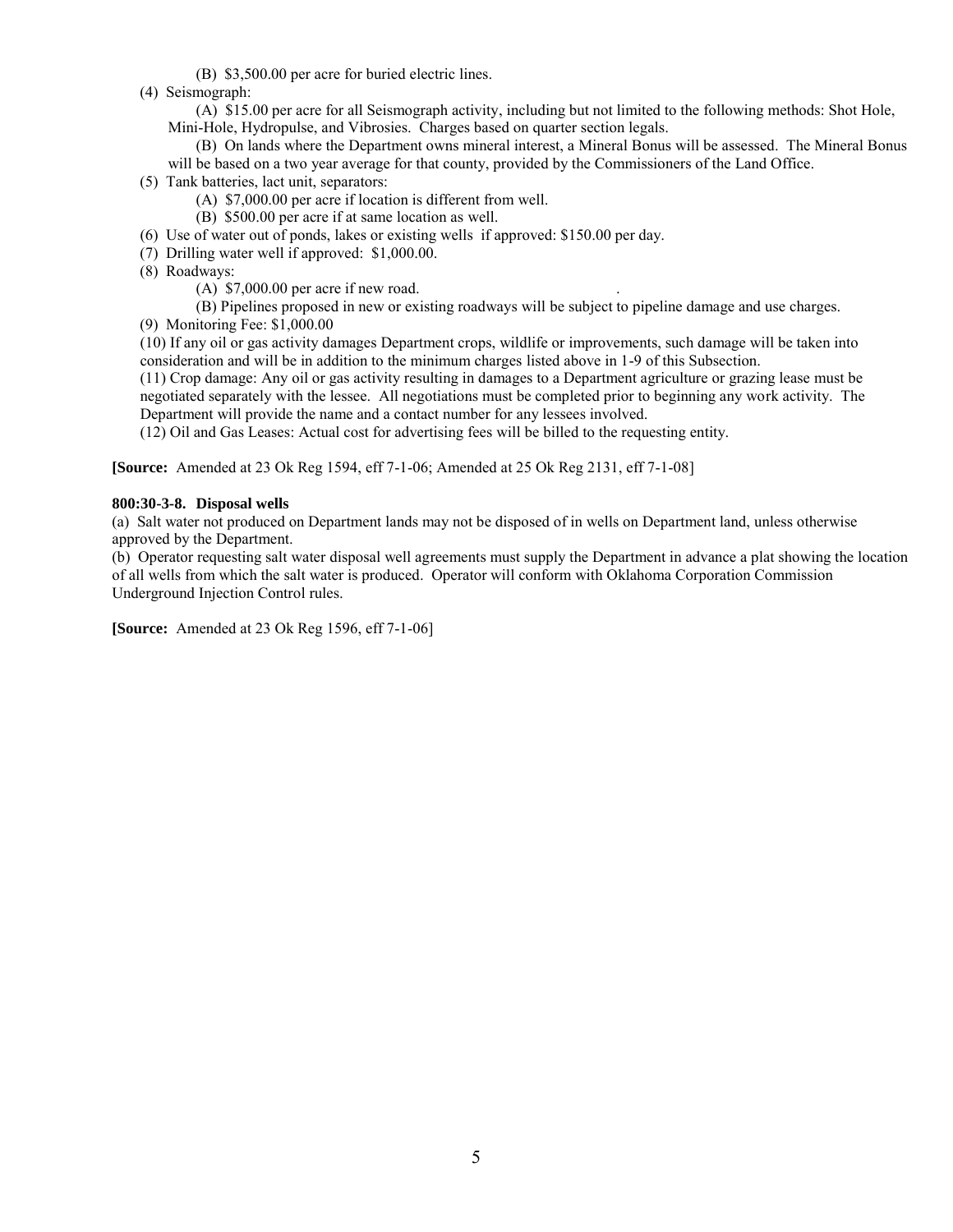(B) $3,500.00 per acre for buried electric lines.

(4) Seismograph:

(A) $15.00 per acre for all Seismograph activity, including but not limited to the following methods: Shot Hole, Mini-Hole, Hydropulse, and Vibrosies. Charges based on quarter section legals.

(B) On lands where the Department owns mineral interest, a Mineral Bonus will be assessed. The Mineral Bonus will be based on a two year average for that county, provided by the Commissioners of the Land Office.

(5) Tank batteries, lact unit, separators:

(A) $7,000.00 per acre if location is different from well.

(B) $500.00 per acre if at same location as well.

(6) Use of water out of ponds, lakes or existing wells if approved: $150.00 per day.

(7) Drilling water well if approved: $1,000.00.

(8) Roadways:

(A) $7,000.00 per acre if new road.

(B) Pipelines proposed in new or existing roadways will be subject to pipeline damage and use charges.

(9) Monitoring Fee: $1,000.00

(10) If any oil or gas activity damages Department crops, wildlife or improvements, such damage will be taken into consideration and will be in addition to the minimum charges listed above in 1-9 of this Subsection.

(11) Crop damage: Any oil or gas activity resulting in damages to a Department agriculture or grazing lease must be negotiated separately with the lessee. All negotiations must be completed prior to beginning any work activity. The Department will provide the name and a contact number for any lessees involved.

(12) Oil and Gas Leases: Actual cost for advertising fees will be billed to the requesting entity.

**[Source:** Amended at 23 Ok Reg 1594, eff 7-1-06; Amended at 25 Ok Reg 2131, eff 7-1-08]

**800:30-3-8. Disposal wells**

(a) Salt water not produced on Department lands may not be disposed of in wells on Department land, unless otherwise approved by the Department.

(b) Operator requesting salt water disposal well agreements must supply the Department in advance a plat showing the location of all wells from which the salt water is produced. Operator will conform with Oklahoma Corporation Commission Underground Injection Control rules.

**[Source:** Amended at 23 Ok Reg 1596, eff 7-1-06]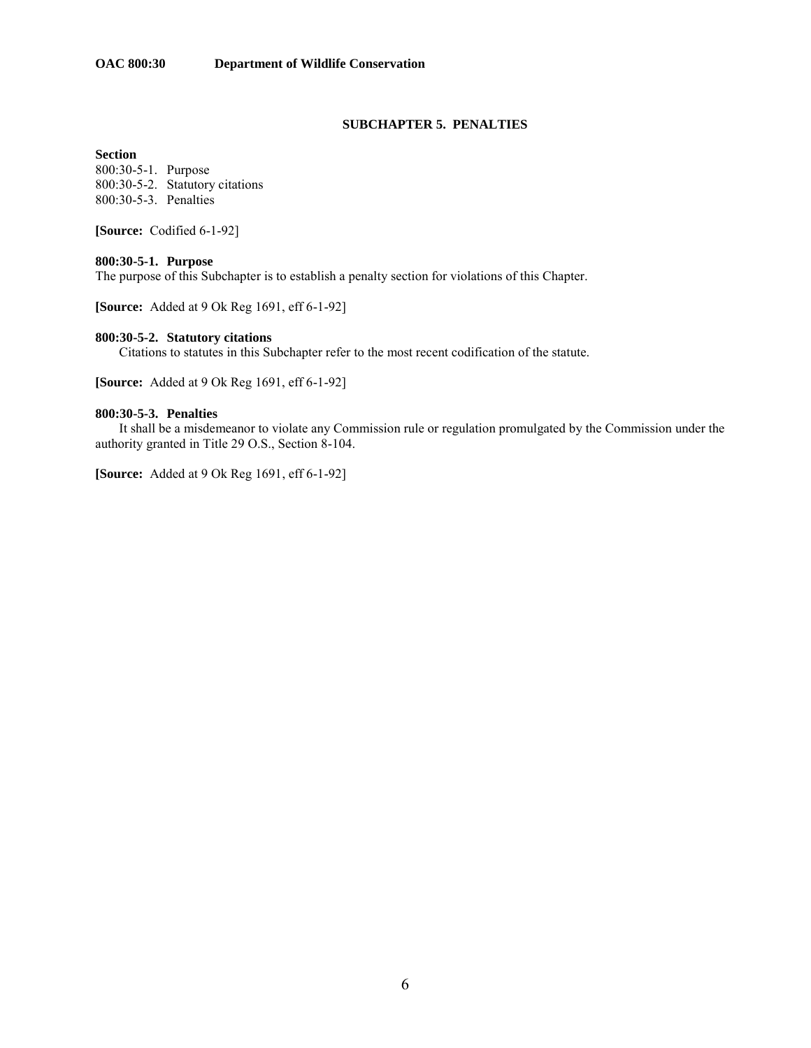## SUBCHAPTER 5. PENALTIES

**Section**

800:30-5-1. Purpose
800:30-5-2. Statutory citations
800:30-5-3. Penalties

**[Source:** Codified 6-1-92]

### 800:30-5-1. Purpose

The purpose of this Subchapter is to establish a penalty section for violations of this Chapter.

**[Source:** Added at 9 Ok Reg 1691, eff 6-1-92]

### 800:30-5-2. Statutory citations

Citations to statutes in this Subchapter refer to the most recent codification of the statute.

**[Source:** Added at 9 Ok Reg 1691, eff 6-1-92]

### 800:30-5-3. Penalties

It shall be a misdemeanor to violate any Commission rule or regulation promulgated by the Commission under the authority granted in Title 29 O.S., Section 8-104.

**[Source:** Added at 9 Ok Reg 1691, eff 6-1-92]